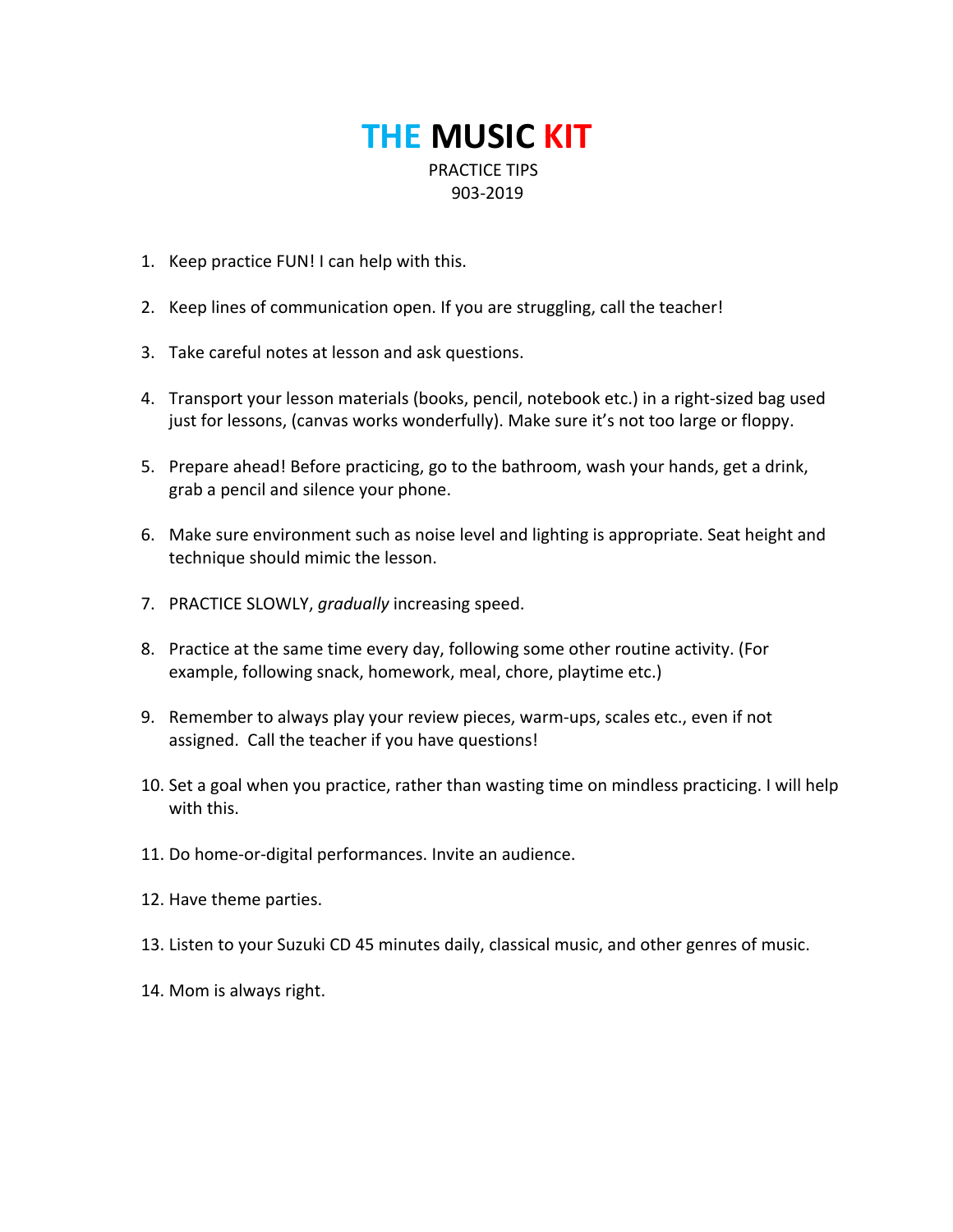# THE MUSIC KIT

PRACTICE TIPS
903-2019

1. Keep practice FUN! I can help with this.

2. Keep lines of communication open. If you are struggling, call the teacher!

3. Take careful notes at lesson and ask questions.

4. Transport your lesson materials (books, pencil, notebook etc.) in a right-sized bag used just for lessons, (canvas works wonderfully). Make sure it's not too large or floppy.

5. Prepare ahead! Before practicing, go to the bathroom, wash your hands, get a drink, grab a pencil and silence your phone.

6. Make sure environment such as noise level and lighting is appropriate. Seat height and technique should mimic the lesson.

7. PRACTICE SLOWLY, *gradually* increasing speed.

8. Practice at the same time every day, following some other routine activity. (For example, following snack, homework, meal, chore, playtime etc.)

9. Remember to always play your review pieces, warm-ups, scales etc., even if not assigned. Call the teacher if you have questions!

10. Set a goal when you practice, rather than wasting time on mindless practicing. I will help with this.

11. Do home-or-digital performances. Invite an audience.

12. Have theme parties.

13. Listen to your Suzuki CD 45 minutes daily, classical music, and other genres of music.

14. Mom is always right.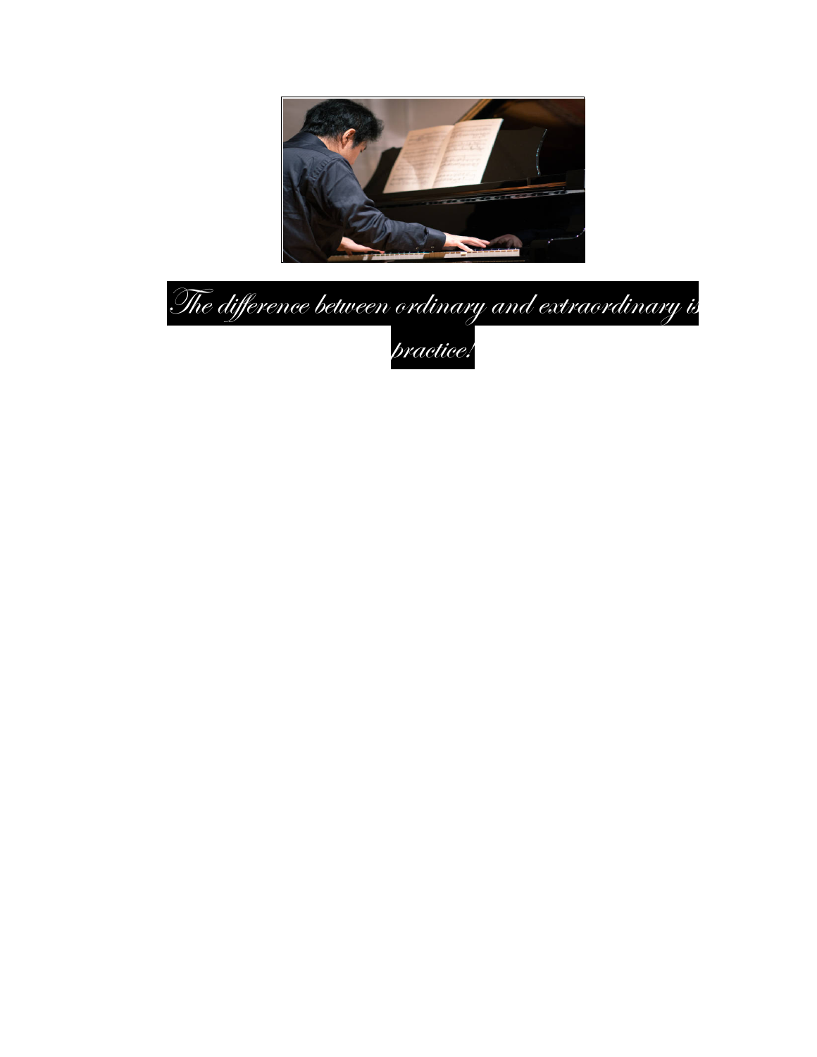*The difference between ordinary and extraordinary is practice!*